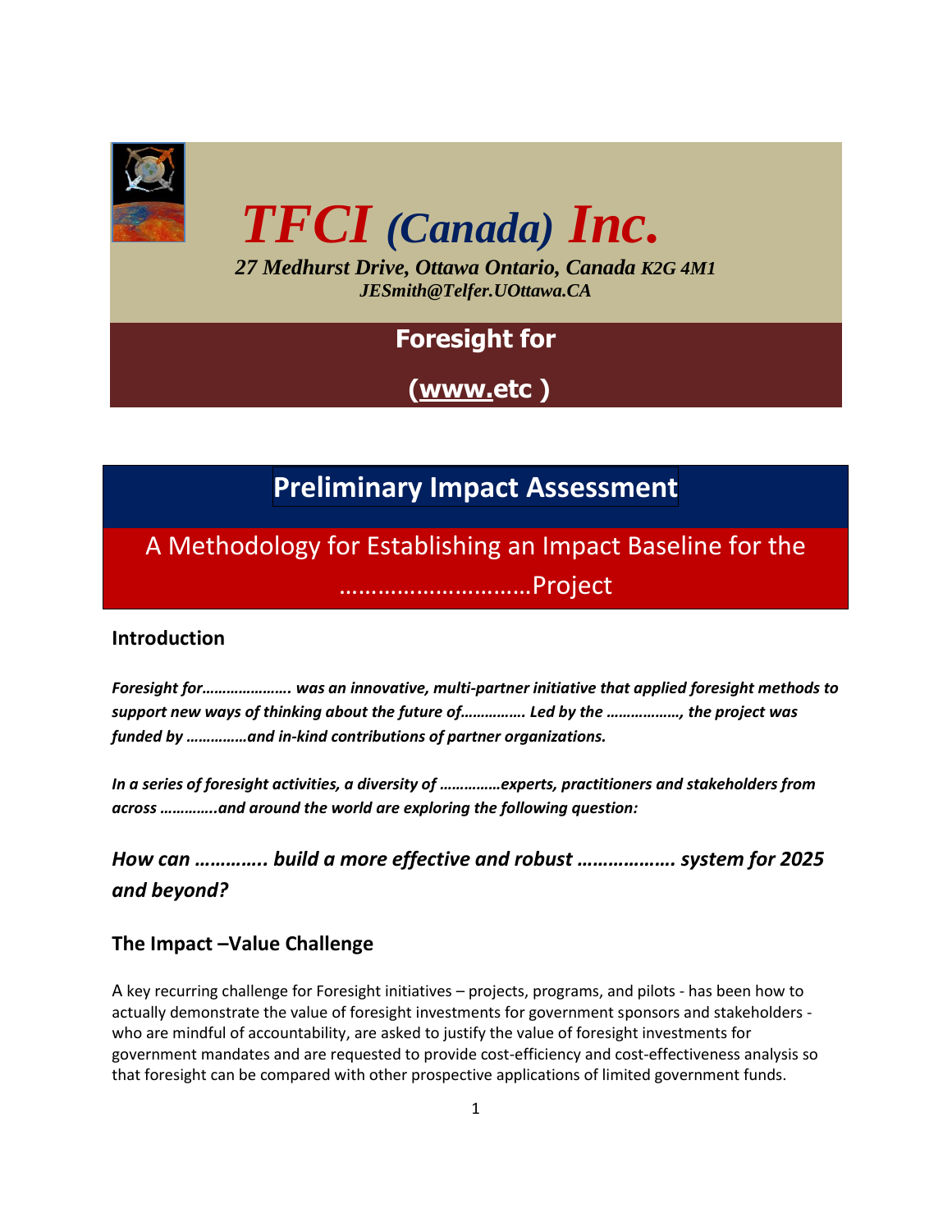# TFCI (Canada) Inc.

*27 Medhurst Drive, Ottawa Ontario, Canada K2G 4M1*
*JESmith@Telfer.UOttawa.CA*

**Foresight for**

**(www.etc )**

# Preliminary Impact Assessment

## A Methodology for Establishing an Impact Baseline for the ………………………..Project

## Introduction

***Foresight for…………………. was an innovative, multi-partner initiative that applied foresight methods to support new ways of thinking about the future of……………. Led by the ………………, the project was funded by ……………and in-kind contributions of partner organizations.***

***In a series of foresight activities, a diversity of ……………experts, practitioners and stakeholders from across …………..and around the world are exploring the following question:***

***How can ………….. build a more effective and robust ………………. system for 2025 and beyond?***

## The Impact –Value Challenge

A key recurring challenge for Foresight initiatives – projects, programs, and pilots - has been how to actually demonstrate the value of foresight investments for government sponsors and stakeholders - who are mindful of accountability, are asked to justify the value of foresight investments for government mandates and are requested to provide cost-efficiency and cost-effectiveness analysis so that foresight can be compared with other prospective applications of limited government funds.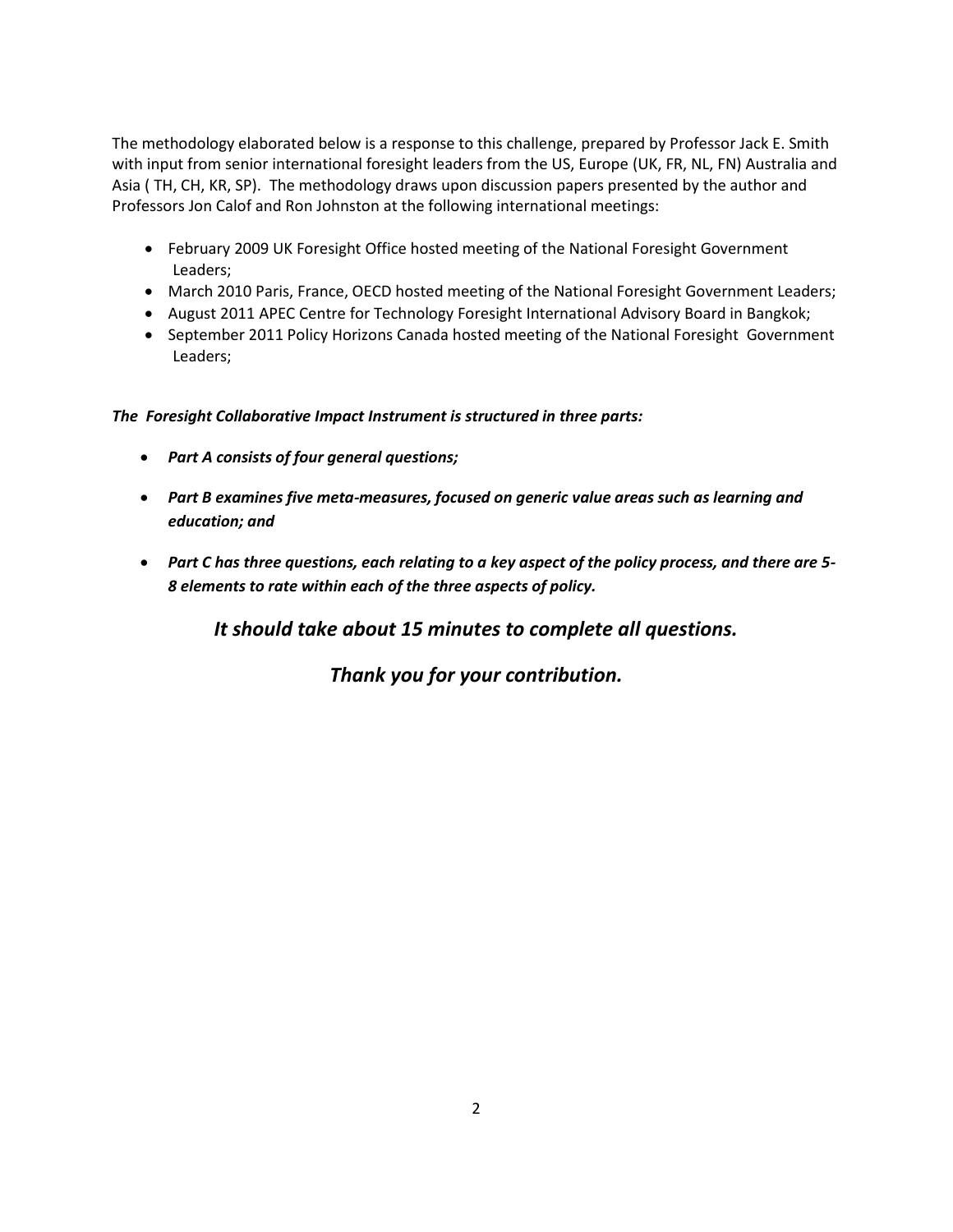The methodology elaborated below is a response to this challenge, prepared by Professor Jack E. Smith with input from senior international foresight leaders from the US, Europe (UK, FR, NL, FN) Australia and Asia ( TH, CH, KR, SP). The methodology draws upon discussion papers presented by the author and Professors Jon Calof and Ron Johnston at the following international meetings:

- February 2009 UK Foresight Office hosted meeting of the National Foresight Government Leaders;
- March 2010 Paris, France, OECD hosted meeting of the National Foresight Government Leaders;
- August 2011 APEC Centre for Technology Foresight International Advisory Board in Bangkok;
- September 2011 Policy Horizons Canada hosted meeting of the National Foresight Government Leaders;

***The Foresight Collaborative Impact Instrument is structured in three parts:***

- ***Part A consists of four general questions;***
- ***Part B examines five meta-measures, focused on generic value areas such as learning and education; and***
- ***Part C has three questions, each relating to a key aspect of the policy process, and there are 5-8 elements to rate within each of the three aspects of policy.***

***It should take about 15 minutes to complete all questions.***

***Thank you for your contribution.***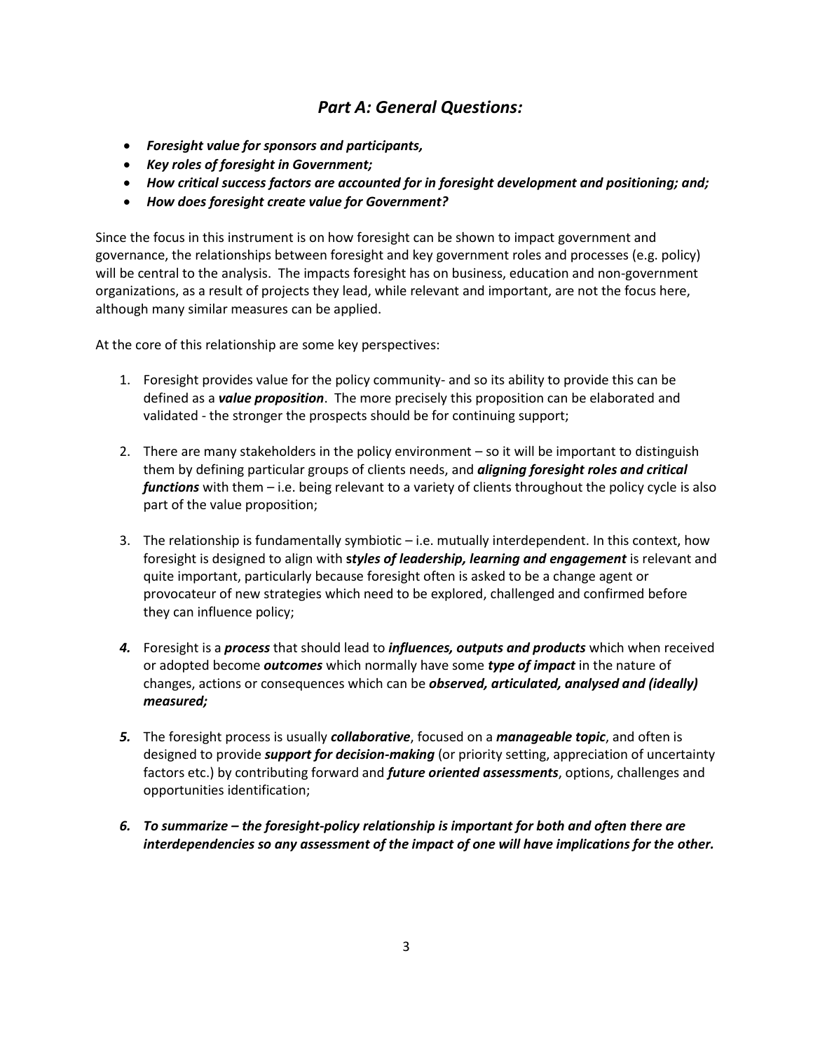## ***Part A: General Questions:***

- ***Foresight value for sponsors and participants,***
- ***Key roles of foresight in Government;***
- ***How critical success factors are accounted for in foresight development and positioning; and;***
- ***How does foresight create value for Government?***

Since the focus in this instrument is on how foresight can be shown to impact government and governance, the relationships between foresight and key government roles and processes (e.g. policy) will be central to the analysis. The impacts foresight has on business, education and non-government organizations, as a result of projects they lead, while relevant and important, are not the focus here, although many similar measures can be applied.

At the core of this relationship are some key perspectives:

1. Foresight provides value for the policy community- and so its ability to provide this can be defined as a ***value proposition***. The more precisely this proposition can be elaborated and validated - the stronger the prospects should be for continuing support;

2. There are many stakeholders in the policy environment – so it will be important to distinguish them by defining particular groups of clients needs, and ***aligning foresight roles and critical functions*** with them – i.e. being relevant to a variety of clients throughout the policy cycle is also part of the value proposition;

3. The relationship is fundamentally symbiotic – i.e. mutually interdependent. In this context, how foresight is designed to align with **s*tyles of leadership, learning and engagement*** is relevant and quite important, particularly because foresight often is asked to be a change agent or provocateur of new strategies which need to be explored, challenged and confirmed before they can influence policy;

4. Foresight is a ***process*** that should lead to ***influences, outputs and products*** which when received or adopted become ***outcomes*** which normally have some ***type of impact*** in the nature of changes, actions or consequences which can be ***observed, articulated, analysed and (ideally) measured;***

5. The foresight process is usually ***collaborative***, focused on a ***manageable topic***, and often is designed to provide ***support for decision-making*** (or priority setting, appreciation of uncertainty factors etc.) by contributing forward and ***future oriented assessments***, options, challenges and opportunities identification;

6. ***To summarize – the foresight-policy relationship is important for both and often there are interdependencies so any assessment of the impact of one will have implications for the other.***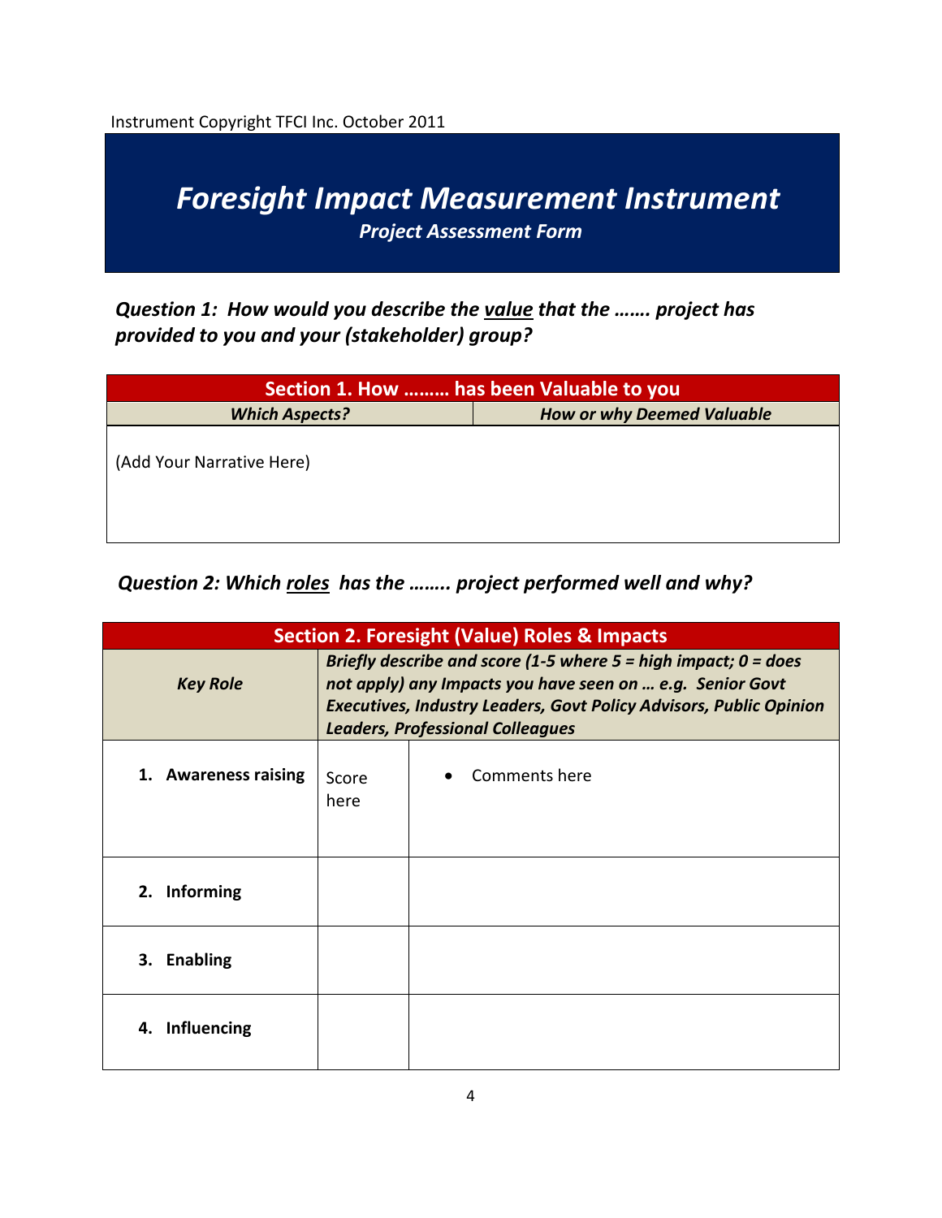Instrument Copyright TFCI Inc. October 2011

# *Foresight Impact Measurement Instrument*

### *Project Assessment Form*

***Question 1: How would you describe the value that the ……. project has provided to you and your (stakeholder) group?***

| Section 1. How ……… has been Valuable to you | |
|---|---|
| ***Which Aspects?*** | ***How or why Deemed Valuable*** |
| (Add Your Narrative Here) | |

***Question 2: Which roles has the …….. project performed well and why?***

| Section 2. Foresight (Value) Roles & Impacts | | |
|---|---|---|
| ***Key Role*** | ***Briefly describe and score (1-5 where 5 = high impact; 0 = does not apply) any Impacts you have seen on … e.g. Senior Govt Executives, Industry Leaders, Govt Policy Advisors, Public Opinion Leaders, Professional Colleagues*** | |
| **1. Awareness raising** | Score here | • Comments here |
| **2. Informing** | | |
| **3. Enabling** | | |
| **4. Influencing** | | |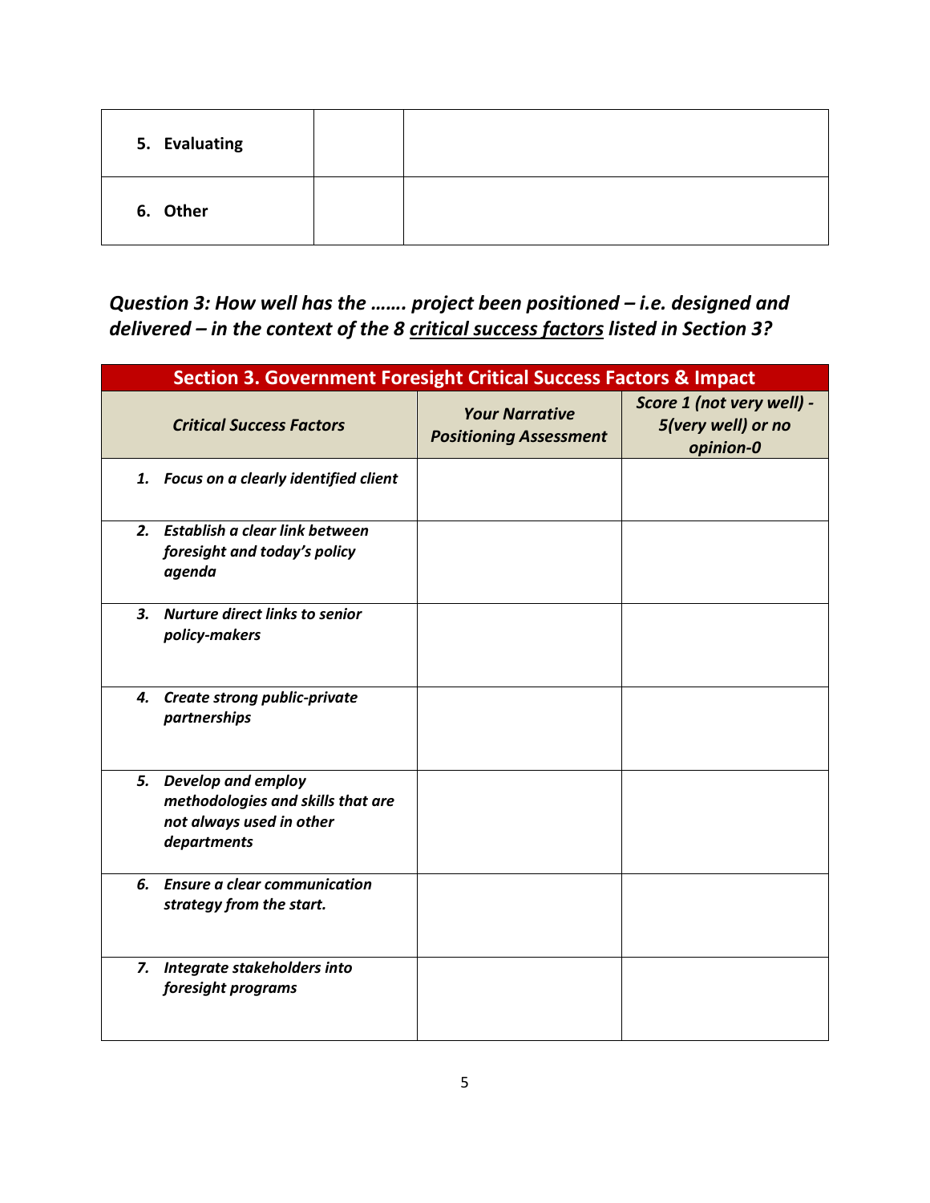| **5. Evaluating** | | |
|---|---|---|
| **6. Other** | | |

***Question 3: How well has the ……. project been positioned – i.e. designed and delivered – in the context of the 8 critical success factors listed in Section 3?***

| **Section 3. Government Foresight Critical Success Factors & Impact** | | |
|---|---|---|
| ***Critical Success Factors*** | ***Your Narrative Positioning Assessment*** | ***Score 1 (not very well) - 5(very well) or no opinion-0*** |
| ***1. Focus on a clearly identified client*** | | |
| ***2. Establish a clear link between foresight and today's policy agenda*** | | |
| ***3. Nurture direct links to senior policy-makers*** | | |
| ***4. Create strong public-private partnerships*** | | |
| ***5. Develop and employ methodologies and skills that are not always used in other departments*** | | |
| ***6. Ensure a clear communication strategy from the start.*** | | |
| ***7. Integrate stakeholders into foresight programs*** | | |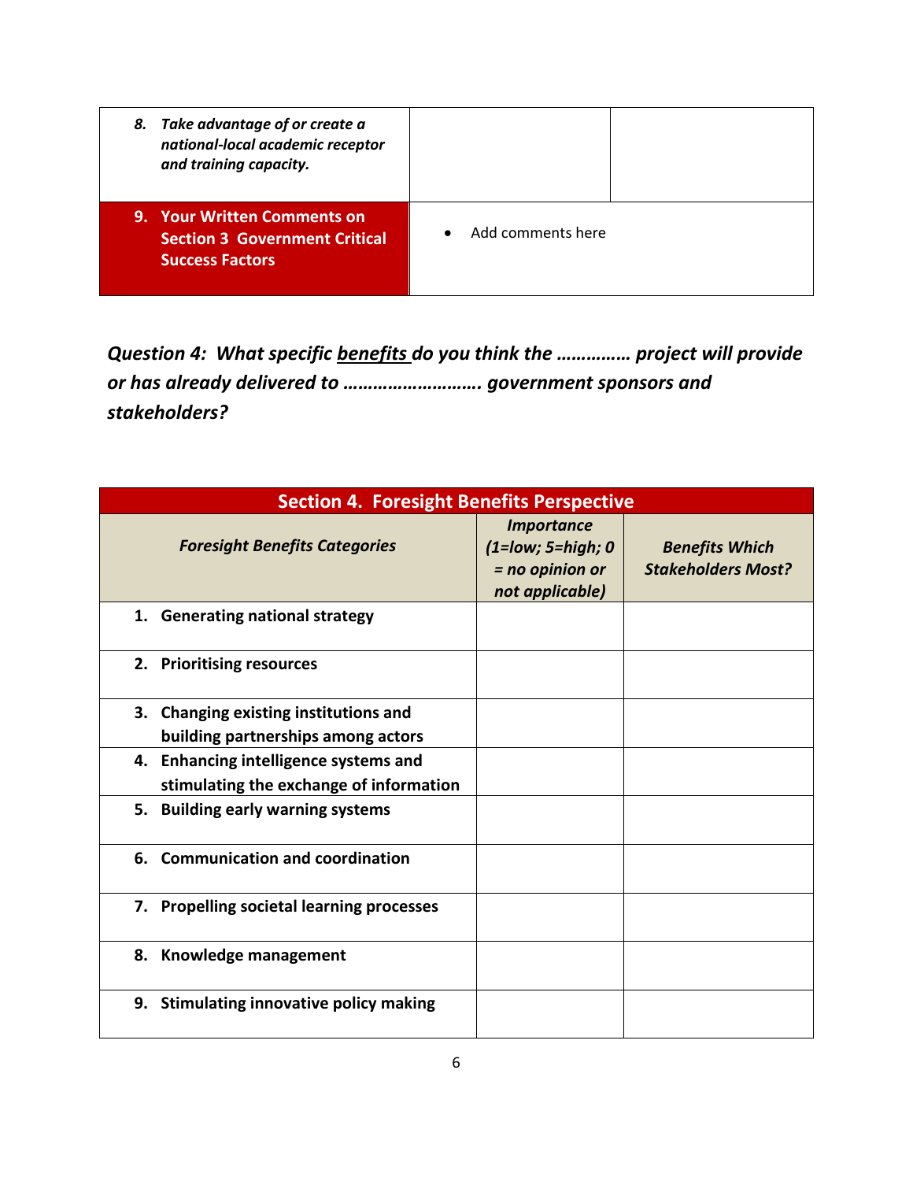| | | |
|---|---|---|
| 8. *Take advantage of or create a national-local academic receptor and training capacity.* | | |
| **9. Your Written Comments on Section 3 Government Critical Success Factors** | • Add comments here | |

***Question 4: What specific <u>benefits</u> do you think the …………… project will provide or has already delivered to ………………………. government sponsors and stakeholders?***

| **Section 4. Foresight Benefits Perspective** | | |
|---|---|---|
| ***Foresight Benefits Categories*** | ***Importance (1=low; 5=high; 0 = no opinion or not applicable)*** | ***Benefits Which Stakeholders Most?*** |
| **1. Generating national strategy** | | |
| **2. Prioritising resources** | | |
| **3. Changing existing institutions and building partnerships among actors** | | |
| **4. Enhancing intelligence systems and stimulating the exchange of information** | | |
| **5. Building early warning systems** | | |
| **6. Communication and coordination** | | |
| **7. Propelling societal learning processes** | | |
| **8. Knowledge management** | | |
| **9. Stimulating innovative policy making** | | |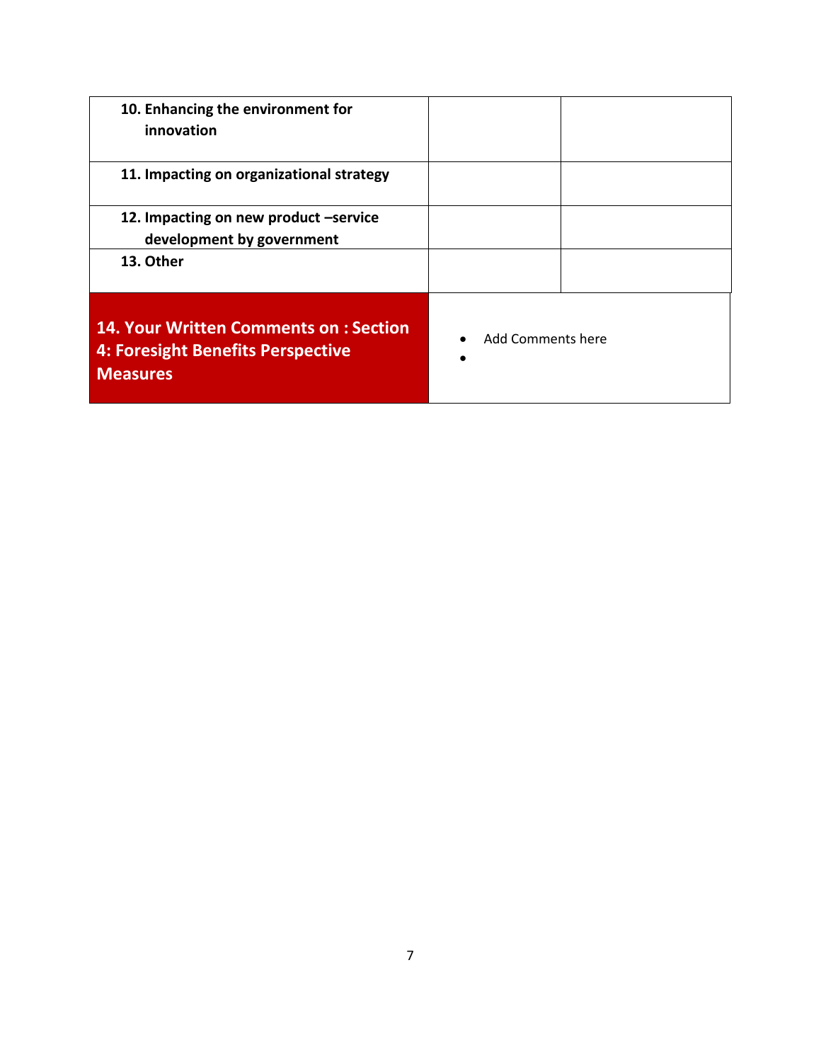| | | |
|---|---|---|
| **10. Enhancing the environment for innovation** | | |
| **11. Impacting on organizational strategy** | | |
| **12. Impacting on new product –service development by government** | | |
| **13. Other** | | |
| **14. Your Written Comments on : Section 4: Foresight Benefits Perspective Measures** | • Add Comments here<br>• | |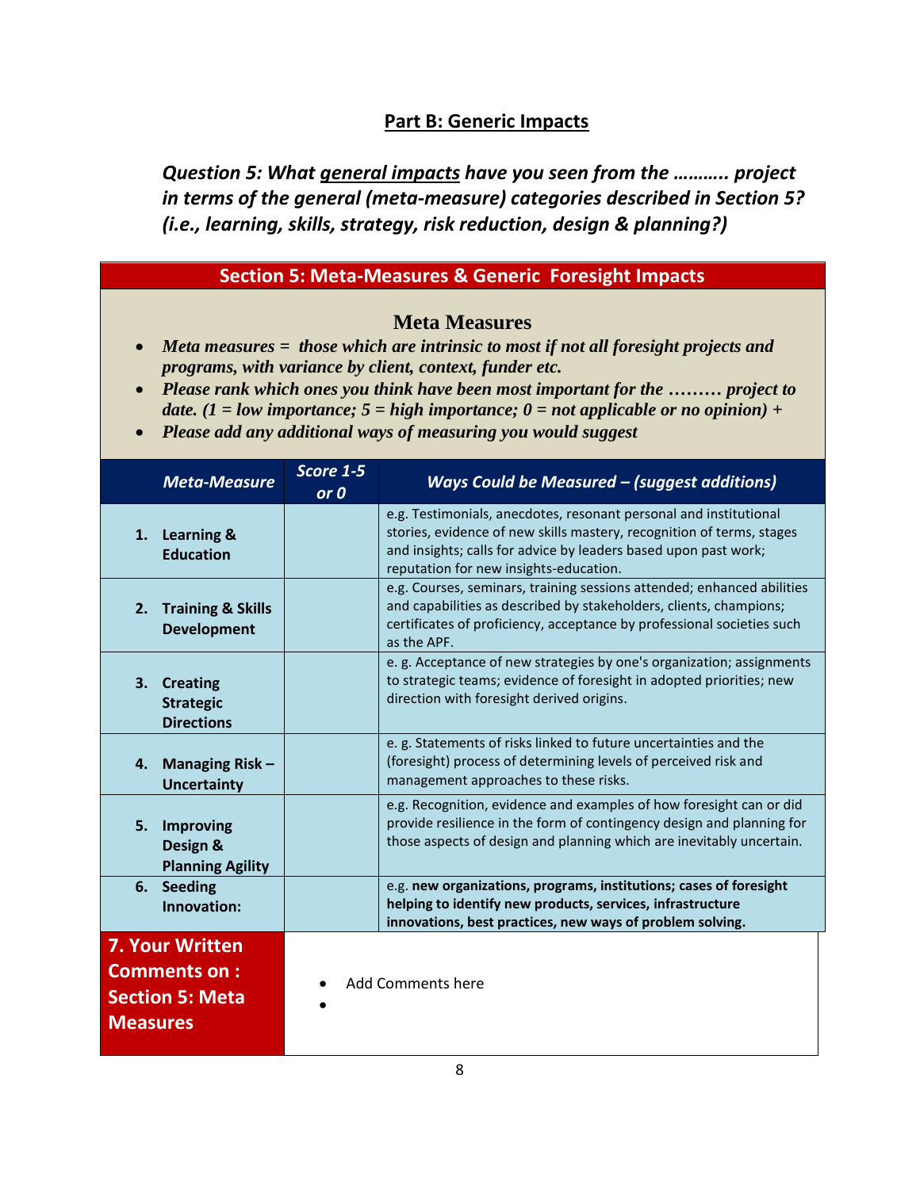## Part B: Generic Impacts

***Question 5: What general impacts have you seen from the ……….. project in terms of the general (meta-measure) categories described in Section 5? (i.e., learning, skills, strategy, risk reduction, design & planning?)***

### Section 5: Meta-Measures & Generic Foresight Impacts

**Meta Measures**

- ***Meta measures = those which are intrinsic to most if not all foresight projects and programs, with variance by client, context, funder etc.***
- ***Please rank which ones you think have been most important for the ……… project to date. (1 = low importance; 5 = high importance; 0 = not applicable or no opinion) +***
- ***Please add any additional ways of measuring you would suggest***

| *Meta-Measure* | *Score 1-5 or 0* | *Ways Could be Measured – (suggest additions)* |
|---|---|---|
| **1. Learning & Education** | | e.g. Testimonials, anecdotes, resonant personal and institutional stories, evidence of new skills mastery, recognition of terms, stages and insights; calls for advice by leaders based upon past work; reputation for new insights-education. |
| **2. Training & Skills Development** | | e.g. Courses, seminars, training sessions attended; enhanced abilities and capabilities as described by stakeholders, clients, champions; certificates of proficiency, acceptance by professional societies such as the APF. |
| **3. Creating Strategic Directions** | | e. g. Acceptance of new strategies by one's organization; assignments to strategic teams; evidence of foresight in adopted priorities; new direction with foresight derived origins. |
| **4. Managing Risk – Uncertainty** | | e. g. Statements of risks linked to future uncertainties and the (foresight) process of determining levels of perceived risk and management approaches to these risks. |
| **5. Improving Design & Planning Agility** | | e.g. Recognition, evidence and examples of how foresight can or did provide resilience in the form of contingency design and planning for those aspects of design and planning which are inevitably uncertain. |
| **6. Seeding Innovation:** | | e.g. **new organizations, programs, institutions; cases of foresight helping to identify new products, services, infrastructure innovations, best practices, new ways of problem solving.** |
| **7. Your Written Comments on : Section 5: Meta Measures** | • Add Comments here<br>• | |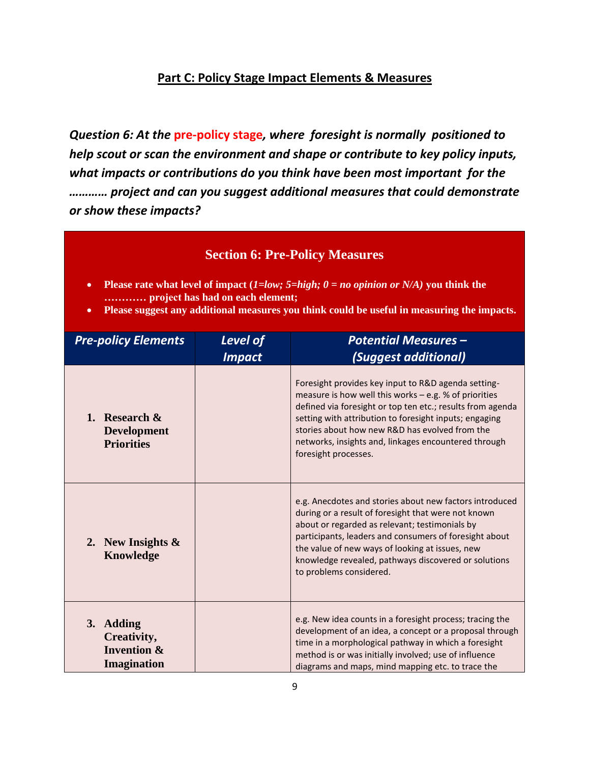## Part C: Policy Stage Impact Elements & Measures

***Question 6: At the pre-policy stage, where foresight is normally positioned to help scout or scan the environment and shape or contribute to key policy inputs, what impacts or contributions do you think have been most important for the ………… project and can you suggest additional measures that could demonstrate or show these impacts?***

### Section 6: Pre-Policy Measures

- **Please rate what level of impact (*1=low; 5=high; 0 = no opinion or N/A*) you think the ………… project has had on each element;**
- **Please suggest any additional measures you think could be useful in measuring the impacts.**

| *Pre-policy Elements* | *Level of Impact* | *Potential Measures – (Suggest additional)* |
|---|---|---|
| **1. Research & Development Priorities** | | Foresight provides key input to R&D agenda setting-measure is how well this works – e.g. % of priorities defined via foresight or top ten etc.; results from agenda setting with attribution to foresight inputs; engaging stories about how new R&D has evolved from the networks, insights and, linkages encountered through foresight processes. |
| **2. New Insights & Knowledge** | | e.g. Anecdotes and stories about new factors introduced during or a result of foresight that were not known about or regarded as relevant; testimonials by participants, leaders and consumers of foresight about the value of new ways of looking at issues, new knowledge revealed, pathways discovered or solutions to problems considered. |
| **3. Adding Creativity, Invention & Imagination** | | e.g. New idea counts in a foresight process; tracing the development of an idea, a concept or a proposal through time in a morphological pathway in which a foresight method is or was initially involved; use of influence diagrams and maps, mind mapping etc. to trace the |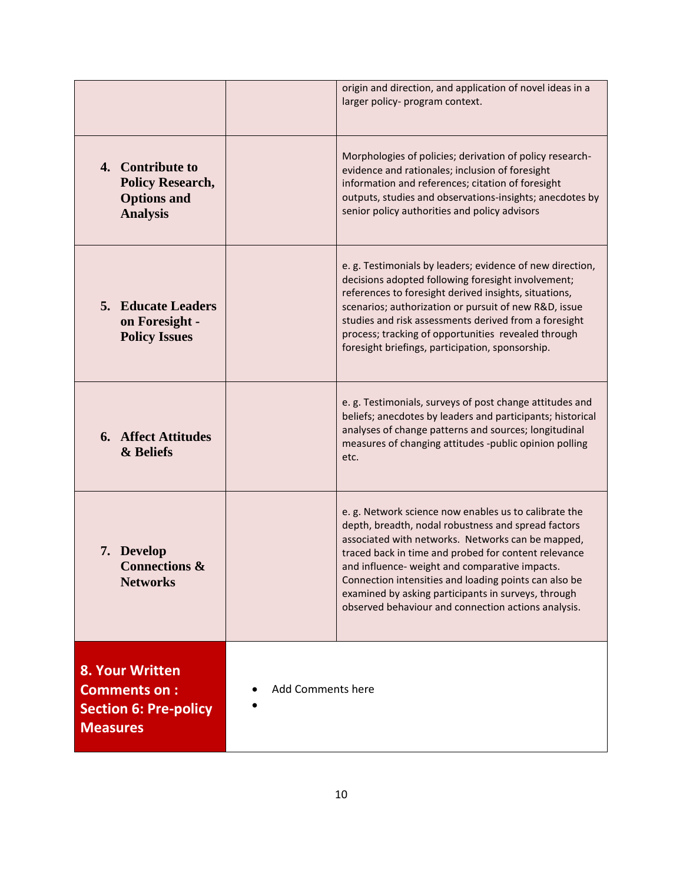| | | |
|---|---|---|
| | | origin and direction, and application of novel ideas in a larger policy- program context. |
| **4. Contribute to Policy Research, Options and Analysis** | | Morphologies of policies; derivation of policy research-evidence and rationales; inclusion of foresight information and references; citation of foresight outputs, studies and observations-insights; anecdotes by senior policy authorities and policy advisors |
| **5. Educate Leaders on Foresight - Policy Issues** | | e. g. Testimonials by leaders; evidence of new direction, decisions adopted following foresight involvement; references to foresight derived insights, situations, scenarios; authorization or pursuit of new R&D, issue studies and risk assessments derived from a foresight process; tracking of opportunities revealed through foresight briefings, participation, sponsorship. |
| **6. Affect Attitudes & Beliefs** | | e. g. Testimonials, surveys of post change attitudes and beliefs; anecdotes by leaders and participants; historical analyses of change patterns and sources; longitudinal measures of changing attitudes -public opinion polling etc. |
| **7. Develop Connections & Networks** | | e. g. Network science now enables us to calibrate the depth, breadth, nodal robustness and spread factors associated with networks. Networks can be mapped, traced back in time and probed for content relevance and influence- weight and comparative impacts. Connection intensities and loading points can also be examined by asking participants in surveys, through observed behaviour and connection actions analysis. |
| **8. Your Written Comments on : Section 6: Pre-policy Measures** | • Add Comments here<br>• | |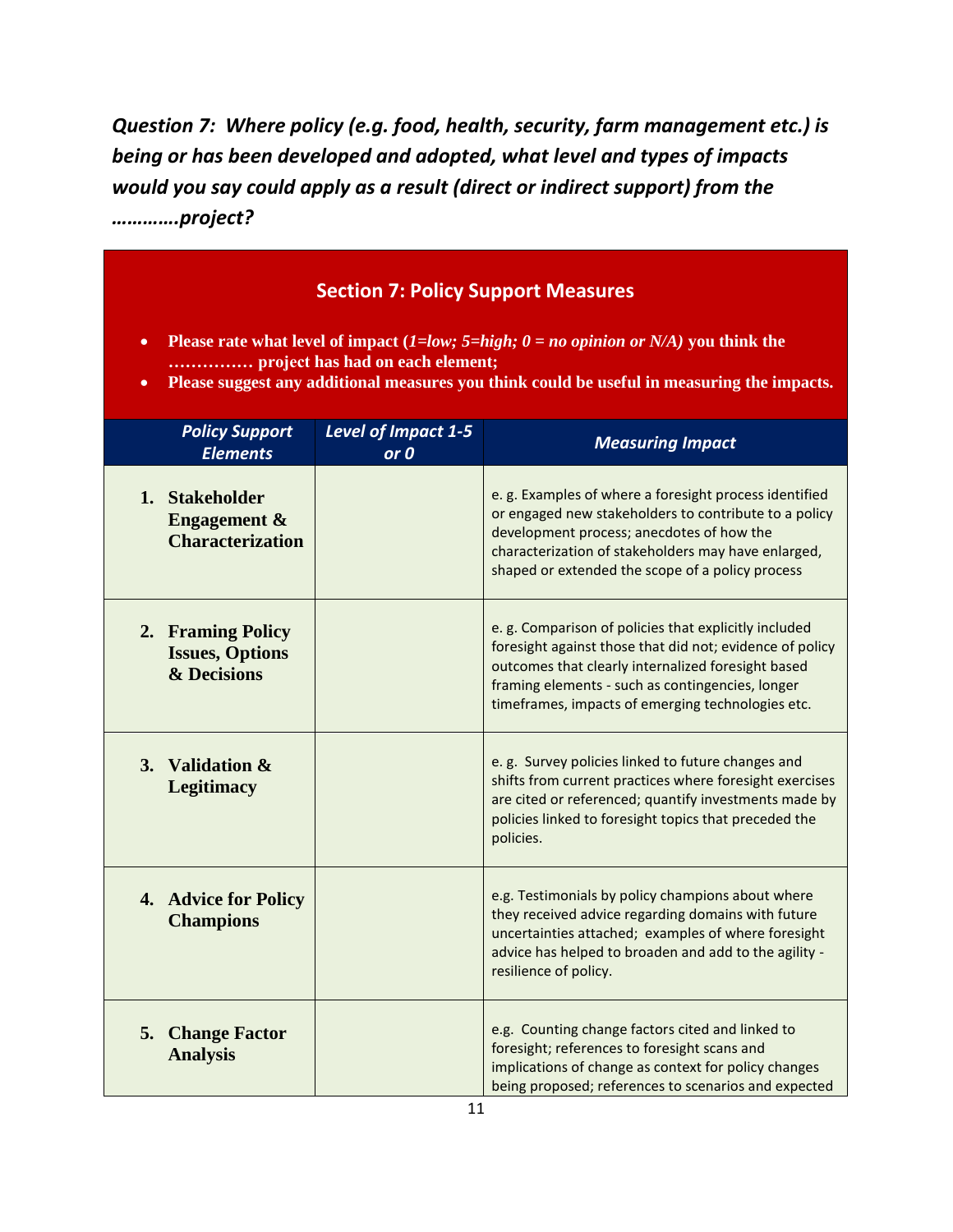***Question 7: Where policy (e.g. food, health, security, farm management etc.) is being or has been developed and adopted, what level and types of impacts would you say could apply as a result (direct or indirect support) from the ………….project?***

## Section 7: Policy Support Measures

- **Please rate what level of impact (*1=low; 5=high; 0 = no opinion or N/A*) you think the …………… project has had on each element;**
- **Please suggest any additional measures you think could be useful in measuring the impacts.**

| *Policy Support Elements* | *Level of Impact 1-5 or 0* | *Measuring Impact* |
|---|---|---|
| **1. Stakeholder Engagement & Characterization** | | e. g. Examples of where a foresight process identified or engaged new stakeholders to contribute to a policy development process; anecdotes of how the characterization of stakeholders may have enlarged, shaped or extended the scope of a policy process |
| **2. Framing Policy Issues, Options & Decisions** | | e. g. Comparison of policies that explicitly included foresight against those that did not; evidence of policy outcomes that clearly internalized foresight based framing elements - such as contingencies, longer timeframes, impacts of emerging technologies etc. |
| **3. Validation & Legitimacy** | | e. g. Survey policies linked to future changes and shifts from current practices where foresight exercises are cited or referenced; quantify investments made by policies linked to foresight topics that preceded the policies. |
| **4. Advice for Policy Champions** | | e.g. Testimonials by policy champions about where they received advice regarding domains with future uncertainties attached; examples of where foresight advice has helped to broaden and add to the agility - resilience of policy. |
| **5. Change Factor Analysis** | | e.g. Counting change factors cited and linked to foresight; references to foresight scans and implications of change as context for policy changes being proposed; references to scenarios and expected |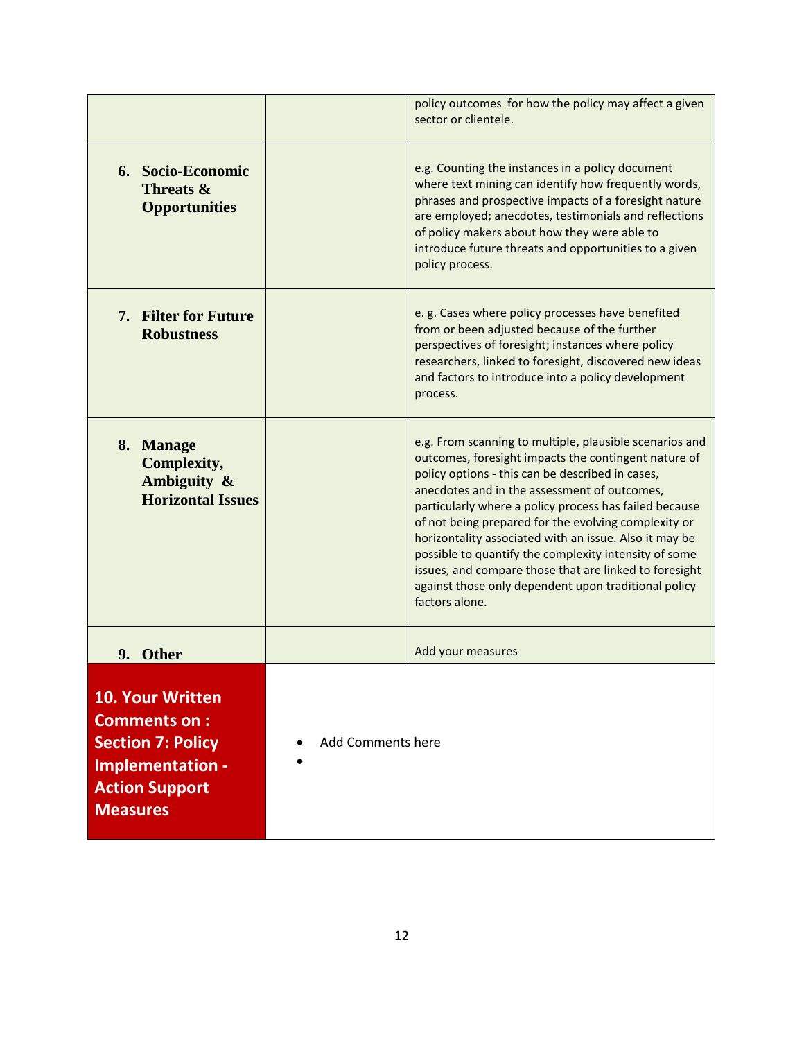| | | |
|---|---|---|
| | | policy outcomes for how the policy may affect a given sector or clientele. |
| **6. Socio-Economic Threats & Opportunities** | | e.g. Counting the instances in a policy document where text mining can identify how frequently words, phrases and prospective impacts of a foresight nature are employed; anecdotes, testimonials and reflections of policy makers about how they were able to introduce future threats and opportunities to a given policy process. |
| **7. Filter for Future Robustness** | | e. g. Cases where policy processes have benefited from or been adjusted because of the further perspectives of foresight; instances where policy researchers, linked to foresight, discovered new ideas and factors to introduce into a policy development process. |
| **8. Manage Complexity, Ambiguity & Horizontal Issues** | | e.g. From scanning to multiple, plausible scenarios and outcomes, foresight impacts the contingent nature of policy options - this can be described in cases, anecdotes and in the assessment of outcomes, particularly where a policy process has failed because of not being prepared for the evolving complexity or horizontality associated with an issue. Also it may be possible to quantify the complexity intensity of some issues, and compare those that are linked to foresight against those only dependent upon traditional policy factors alone. |
| **9. Other** | | Add your measures |
| **10. Your Written Comments on : Section 7: Policy Implementation - Action Support Measures** | • Add Comments here<br>• | |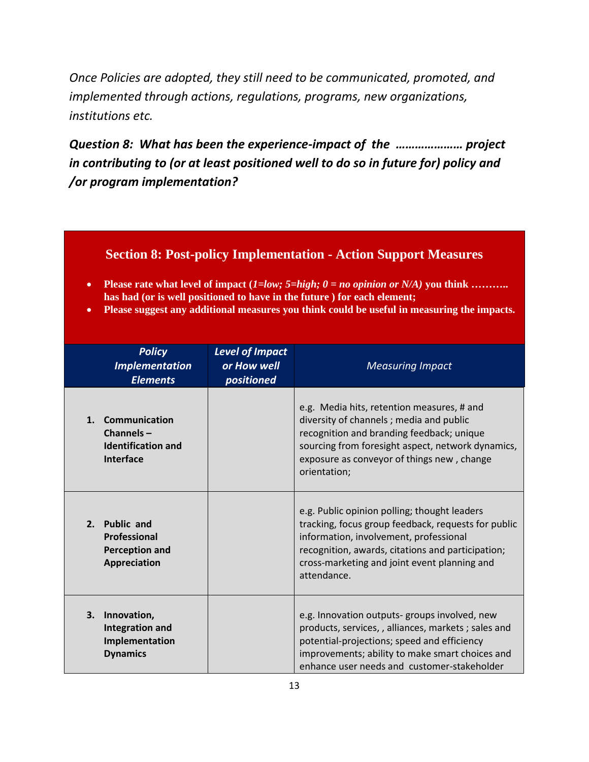*Once Policies are adopted, they still need to be communicated, promoted, and implemented through actions, regulations, programs, new organizations, institutions etc.*

***Question 8: What has been the experience-impact of the ………………… project in contributing to (or at least positioned well to do so in future for) policy and /or program implementation?***

## Section 8: Post-policy Implementation - Action Support Measures

- **Please rate what level of impact (*1=low; 5=high; 0 = no opinion or N/A*) you think ……….. has had (or is well positioned to have in the future ) for each element;**
- **Please suggest any additional measures you think could be useful in measuring the impacts.**

| *Policy Implementation Elements* | *Level of Impact or How well positioned* | *Measuring Impact* |
|---|---|---|
| **1. Communication Channels – Identification and Interface** | | e.g. Media hits, retention measures, # and diversity of channels ; media and public recognition and branding feedback; unique sourcing from foresight aspect, network dynamics, exposure as conveyor of things new , change orientation; |
| **2. Public and Professional Perception and Appreciation** | | e.g. Public opinion polling; thought leaders tracking, focus group feedback, requests for public information, involvement, professional recognition, awards, citations and participation; cross-marketing and joint event planning and attendance. |
| **3. Innovation, Integration and Implementation Dynamics** | | e.g. Innovation outputs- groups involved, new products, services, , alliances, markets ; sales and potential-projections; speed and efficiency improvements; ability to make smart choices and enhance user needs and customer-stakeholder |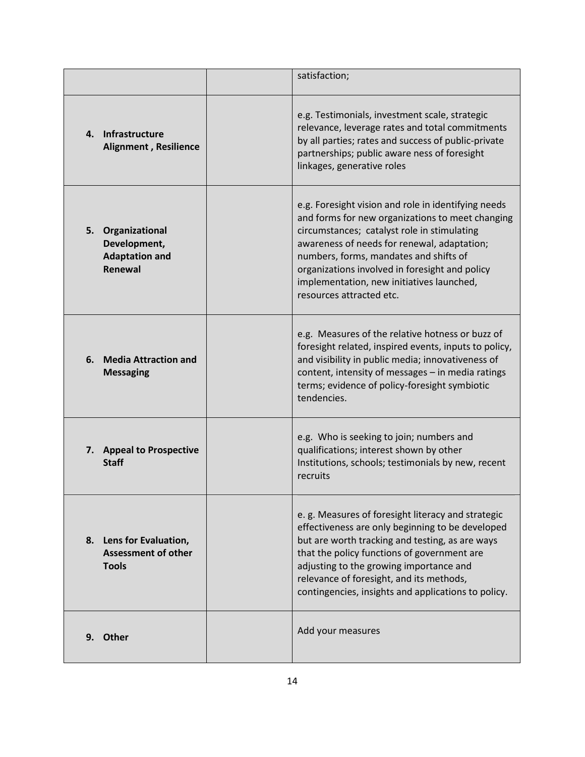| | | |
|---|---|---|
| | | satisfaction; |
| **4. Infrastructure Alignment , Resilience** | | e.g. Testimonials, investment scale, strategic relevance, leverage rates and total commitments by all parties; rates and success of public-private partnerships; public aware ness of foresight linkages, generative roles |
| **5. Organizational Development, Adaptation and Renewal** | | e.g. Foresight vision and role in identifying needs and forms for new organizations to meet changing circumstances; catalyst role in stimulating awareness of needs for renewal, adaptation; numbers, forms, mandates and shifts of organizations involved in foresight and policy implementation, new initiatives launched, resources attracted etc. |
| **6. Media Attraction and Messaging** | | e.g. Measures of the relative hotness or buzz of foresight related, inspired events, inputs to policy, and visibility in public media; innovativeness of content, intensity of messages – in media ratings terms; evidence of policy-foresight symbiotic tendencies. |
| **7. Appeal to Prospective Staff** | | e.g. Who is seeking to join; numbers and qualifications; interest shown by other Institutions, schools; testimonials by new, recent recruits |
| **8. Lens for Evaluation, Assessment of other Tools** | | e. g. Measures of foresight literacy and strategic effectiveness are only beginning to be developed but are worth tracking and testing, as are ways that the policy functions of government are adjusting to the growing importance and relevance of foresight, and its methods, contingencies, insights and applications to policy. |
| **9. Other** | | Add your measures |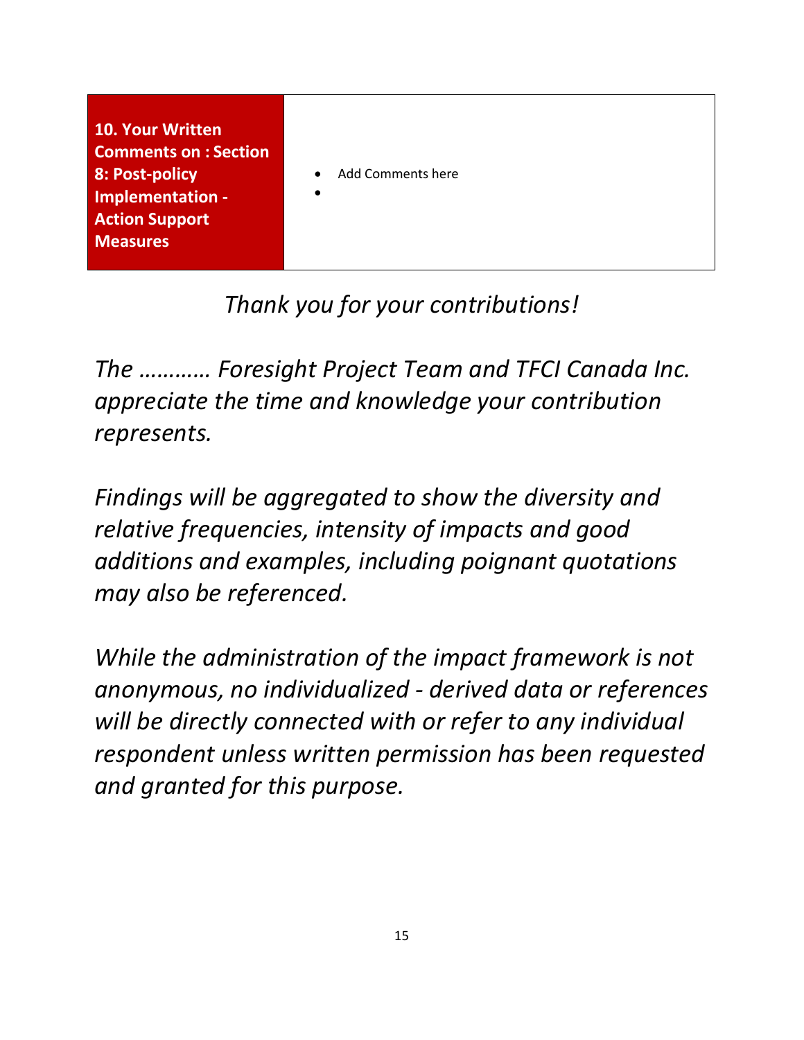| **10. Your Written Comments on : Section 8: Post-policy Implementation - Action Support Measures** | <ul><li>Add Comments here</li><li></li></ul> |
|---|---|

*Thank you for your contributions!*

*The ……….. Foresight Project Team and TFCI Canada Inc. appreciate the time and knowledge your contribution represents.*

*Findings will be aggregated to show the diversity and relative frequencies, intensity of impacts and good additions and examples, including poignant quotations may also be referenced.*

*While the administration of the impact framework is not anonymous, no individualized - derived data or references will be directly connected with or refer to any individual respondent unless written permission has been requested and granted for this purpose.*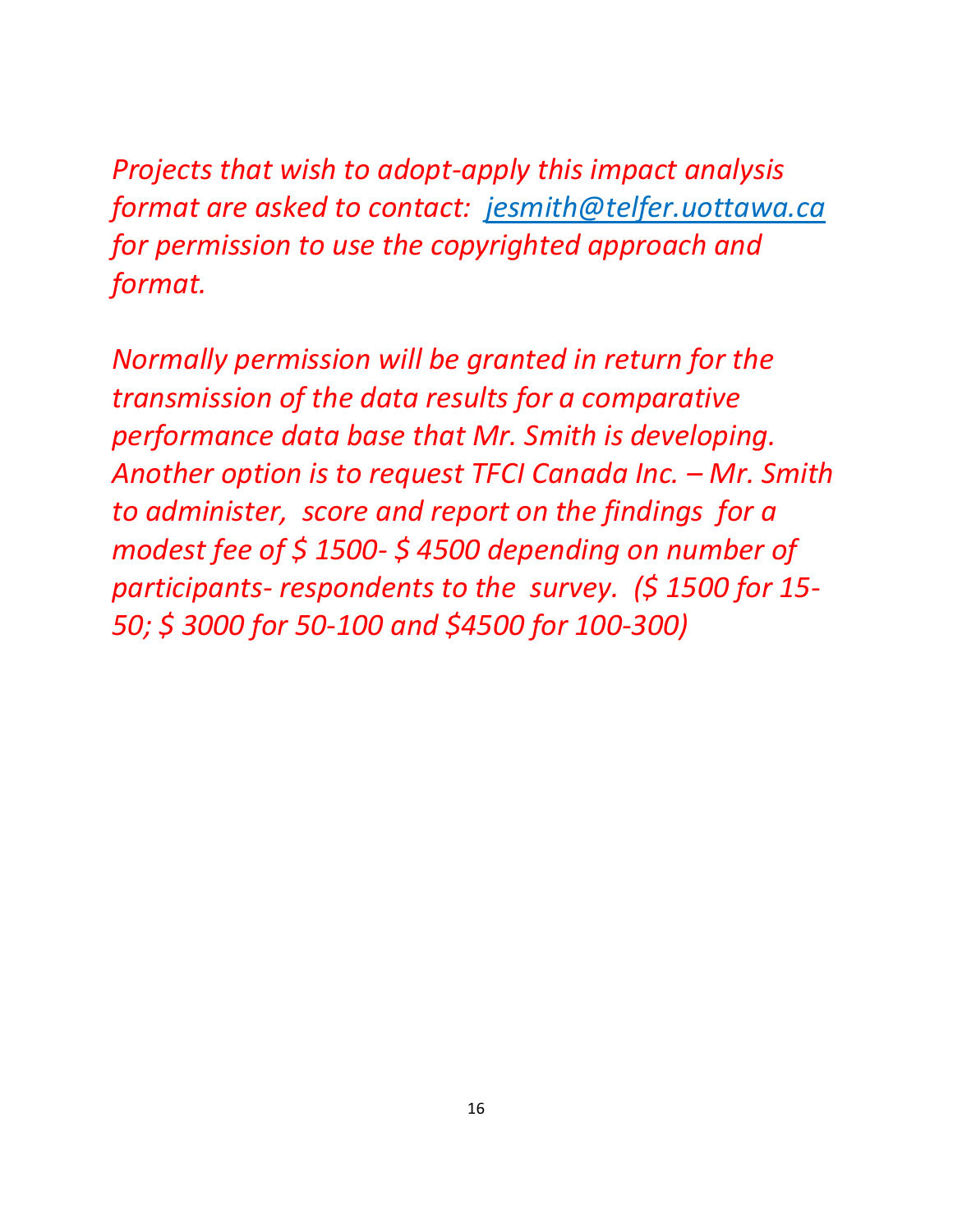*Projects that wish to adopt-apply this impact analysis format are asked to contact: [jesmith@telfer.uottawa.ca](mailto:jesmith@telfer.uottawa.ca) for permission to use the copyrighted approach and format.*

*Normally permission will be granted in return for the transmission of the data results for a comparative performance data base that Mr. Smith is developing. Another option is to request TFCI Canada Inc. – Mr. Smith to administer, score and report on the findings for a modest fee of $ 1500- $ 4500 depending on number of participants- respondents to the survey. ($ 1500 for 15-50; $ 3000 for 50-100 and $4500 for 100-300)*